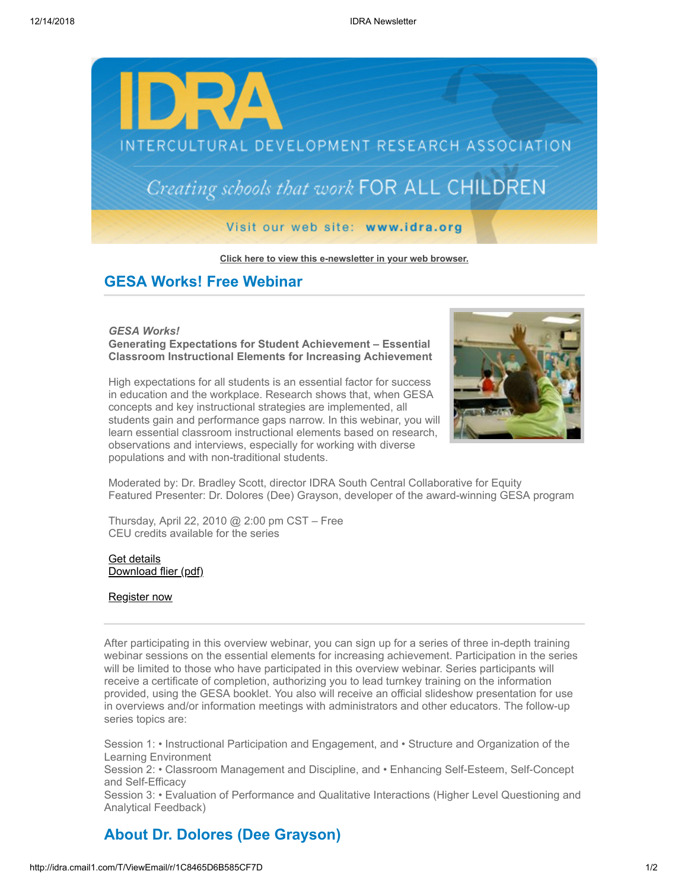Click here to view this e-newsletter in your web browser.

## GESA Works! Free Webinar

***GESA Works!***
**Generating Expectations for Student Achievement – Essential Classroom Instructional Elements for Increasing Achievement**

High expectations for all students is an essential factor for success in education and the workplace. Research shows that, when GESA concepts and key instructional strategies are implemented, all students gain and performance gaps narrow. In this webinar, you will learn essential classroom instructional elements based on research, observations and interviews, especially for working with diverse populations and with non-traditional students.

Moderated by: Dr. Bradley Scott, director IDRA South Central Collaborative for Equity
Featured Presenter: Dr. Dolores (Dee) Grayson, developer of the award-winning GESA program

Thursday, April 22, 2010 @ 2:00 pm CST – Free
CEU credits available for the series

Get details
Download flier (pdf)

Register now

After participating in this overview webinar, you can sign up for a series of three in-depth training webinar sessions on the essential elements for increasing achievement. Participation in the series will be limited to those who have participated in this overview webinar. Series participants will receive a certificate of completion, authorizing you to lead turnkey training on the information provided, using the GESA booklet. You also will receive an official slideshow presentation for use in overviews and/or information meetings with administrators and other educators. The follow-up series topics are:

Session 1: • Instructional Participation and Engagement, and • Structure and Organization of the Learning Environment
Session 2: • Classroom Management and Discipline, and • Enhancing Self-Esteem, Self-Concept and Self-Efficacy
Session 3: • Evaluation of Performance and Qualitative Interactions (Higher Level Questioning and Analytical Feedback)

## About Dr. Dolores (Dee Grayson)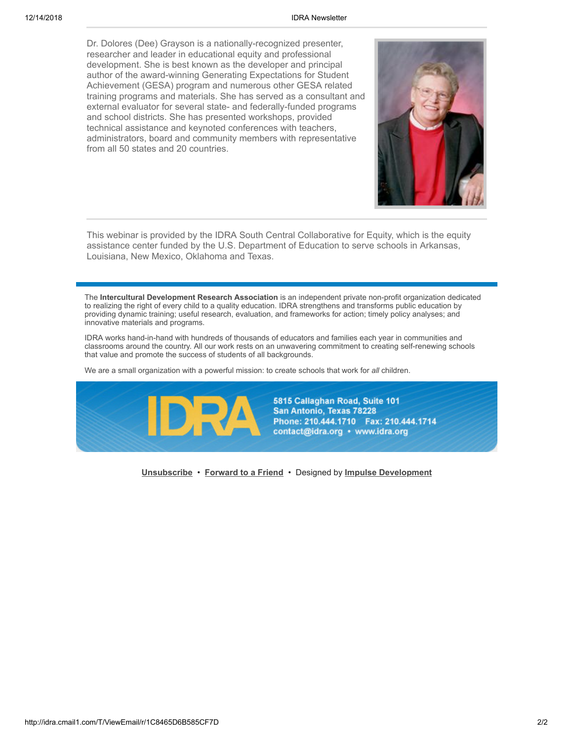Dr. Dolores (Dee) Grayson is a nationally-recognized presenter, researcher and leader in educational equity and professional development. She is best known as the developer and principal author of the award-winning Generating Expectations for Student Achievement (GESA) program and numerous other GESA related training programs and materials. She has served as a consultant and external evaluator for several state- and federally-funded programs and school districts. She has presented workshops, provided technical assistance and keynoted conferences with teachers, administrators, board and community members with representative from all 50 states and 20 countries.

---

This webinar is provided by the IDRA South Central Collaborative for Equity, which is the equity assistance center funded by the U.S. Department of Education to serve schools in Arkansas, Louisiana, New Mexico, Oklahoma and Texas.

---

The **Intercultural Development Research Association** is an independent private non-profit organization dedicated to realizing the right of every child to a quality education. IDRA strengthens and transforms public education by providing dynamic training; useful research, evaluation, and frameworks for action; timely policy analyses; and innovative materials and programs.

IDRA works hand-in-hand with hundreds of thousands of educators and families each year in communities and classrooms around the country. All our work rests on an unwavering commitment to creating self-renewing schools that value and promote the success of students of all backgrounds.

We are a small organization with a powerful mission: to create schools that work for *all* children.

IDRA

5815 Callaghan Road, Suite 101
San Antonio, Texas 78228
Phone: 210.444.1710 Fax: 210.444.1714
contact@idra.org • www.idra.org

**Unsubscribe** • **Forward to a Friend** • Designed by **Impulse Development**